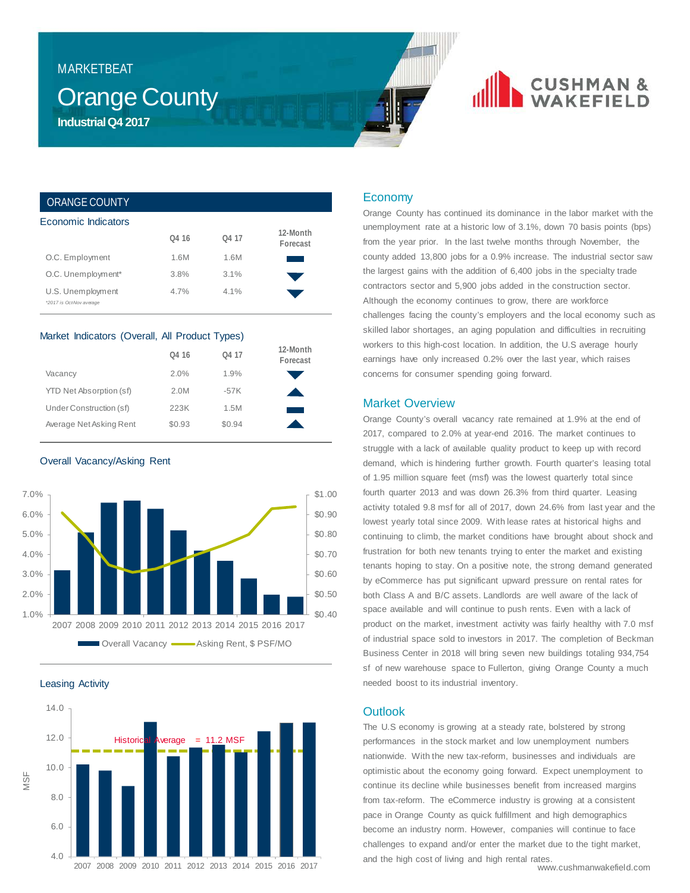MARKETBEAT

# Orange County

**Industrial Q4 2017**

CUSHMAN & WAKEFIELD

## ORANGE COUNTY

### Economic Indicators

| | Q4 16 | Q4 17 | 12-Month Forecast |
|---|---|---|---|
| O.C. Employment | 1.6M | 1.6M | ▬ |
| O.C. Unemployment* | 3.8% | 3.1% | ▼ |
| U.S. Unemployment | 4.7% | 4.1% | ▼ |

*2017 is Oct-Nov average

### Market Indicators (Overall, All Product Types)

| | Q4 16 | Q4 17 | 12-Month Forecast |
|---|---|---|---|
| Vacancy | 2.0% | 1.9% | ▼ |
| YTD Net Absorption (sf) | 2.0M | -57K | ▲ |
| Under Construction (sf) | 223K | 1.5M | ▬ |
| Average Net Asking Rent | $0.93 | $0.94 | ▲ |

### Overall Vacancy/Asking Rent

Overall Vacancy — Asking Rent, $ PSF/MO

### Leasing Activity

Historical Average = 11.2 MSF

## Economy

Orange County has continued its dominance in the labor market with the unemployment rate at a historic low of 3.1%, down 70 basis points (bps) from the year prior. In the last twelve months through November, the county added 13,800 jobs for a 0.9% increase. The industrial sector saw the largest gains with the addition of 6,400 jobs in the specialty trade contractors sector and 5,900 jobs added in the construction sector. Although the economy continues to grow, there are workforce challenges facing the county's employers and the local economy such as skilled labor shortages, an aging population and difficulties in recruiting workers to this high-cost location. In addition, the U.S average hourly earnings have only increased 0.2% over the last year, which raises concerns for consumer spending going forward.

## Market Overview

Orange County's overall vacancy rate remained at 1.9% at the end of 2017, compared to 2.0% at year-end 2016. The market continues to struggle with a lack of available quality product to keep up with record demand, which is hindering further growth. Fourth quarter's leasing total of 1.95 million square feet (msf) was the lowest quarterly total since fourth quarter 2013 and was down 26.3% from third quarter. Leasing activity totaled 9.8 msf for all of 2017, down 24.6% from last year and the lowest yearly total since 2009. With lease rates at historical highs and continuing to climb, the market conditions have brought about shock and frustration for both new tenants trying to enter the market and existing tenants hoping to stay. On a positive note, the strong demand generated by eCommerce has put significant upward pressure on rental rates for both Class A and B/C assets. Landlords are well aware of the lack of space available and will continue to push rents. Even with a lack of product on the market, investment activity was fairly healthy with 7.0 msf of industrial space sold to investors in 2017. The completion of Beckman Business Center in 2018 will bring seven new buildings totaling 934,754 sf of new warehouse space to Fullerton, giving Orange County a much needed boost to its industrial inventory.

## Outlook

The U.S economy is growing at a steady rate, bolstered by strong performances in the stock market and low unemployment numbers nationwide. With the new tax-reform, businesses and individuals are optimistic about the economy going forward. Expect unemployment to continue its decline while businesses benefit from increased margins from tax-reform. The eCommerce industry is growing at a consistent pace in Orange County as quick fulfillment and high demographics become an industry norm. However, companies will continue to face challenges to expand and/or enter the market due to the tight market, and the high cost of living and high rental rates.

www.cushmanwakefield.com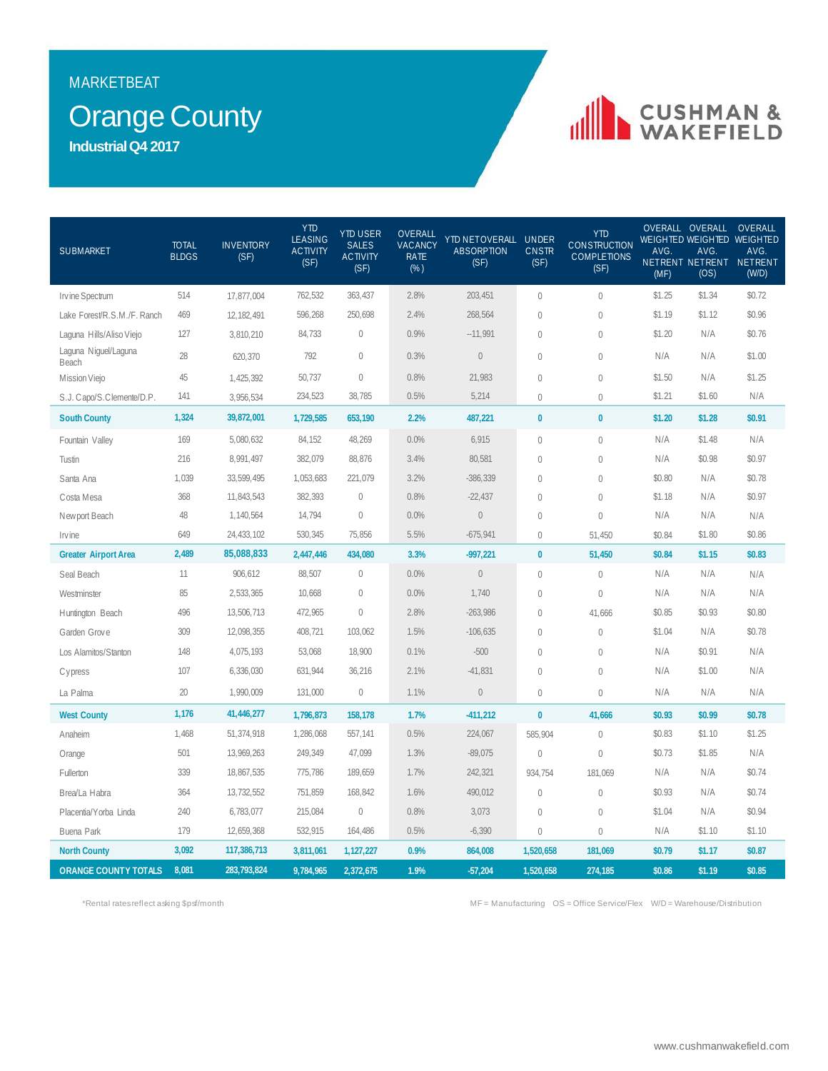MARKETBEAT

# Orange County

**Industrial Q4 2017**

| SUBMARKET | TOTAL BLDGS | INVENTORY (SF) | YTD LEASING ACTIVITY (SF) | YTD USER SALES ACTIVITY (SF) | OVERALL VACANCY RATE (%) | YTD NET OVERALL ABSORPTION (SF) | UNDER CNSTR (SF) | YTD CONSTRUCTION COMPLETIONS (SF) | OVERALL WEIGHTED AVG. NET RENT (MF) | OVERALL WEIGHTED AVG. NET RENT (OS) | OVERALL WEIGHTED AVG. NET RENT (W/D) |
|---|---|---|---|---|---|---|---|---|---|---|---|
| Irvine Spectrum | 514 | 17,877,004 | 762,532 | 363,437 | 2.8% | 203,451 | 0 | 0 | $1.25 | $1.34 | $0.72 |
| Lake Forest/R.S.M./F. Ranch | 469 | 12,182,491 | 596,268 | 250,698 | 2.4% | 268,564 | 0 | 0 | $1.19 | $1.12 | $0.96 |
| Laguna Hills/Aliso Viejo | 127 | 3,810,210 | 84,733 | 0 | 0.9% | --11,991 | 0 | 0 | $1.20 | N/A | $0.76 |
| Laguna Niguel/Laguna Beach | 28 | 620,370 | 792 | 0 | 0.3% | 0 | 0 | 0 | N/A | N/A | $1.00 |
| Mission Viejo | 45 | 1,425,392 | 50,737 | 0 | 0.8% | 21,983 | 0 | 0 | $1.50 | N/A | $1.25 |
| S.J. Capo/S.Clemente/D.P. | 141 | 3,956,534 | 234,523 | 38,785 | 0.5% | 5,214 | 0 | 0 | $1.21 | $1.60 | N/A |
| **South County** | **1,324** | **39,872,001** | **1,729,585** | **653,190** | **2.2%** | **487,221** | **0** | **0** | **$1.20** | **$1.28** | **$0.91** |
| Fountain Valley | 169 | 5,080,632 | 84,152 | 48,269 | 0.0% | 6,915 | 0 | 0 | N/A | $1.48 | N/A |
| Tustin | 216 | 8,991,497 | 382,079 | 88,876 | 3.4% | 80,581 | 0 | 0 | N/A | $0.98 | $0.97 |
| Santa Ana | 1,039 | 33,599,495 | 1,053,683 | 221,079 | 3.2% | -386,339 | 0 | 0 | $0.80 | N/A | $0.78 |
| Costa Mesa | 368 | 11,843,543 | 382,393 | 0 | 0.8% | -22,437 | 0 | 0 | $1.18 | N/A | $0.97 |
| Newport Beach | 48 | 1,140,564 | 14,794 | 0 | 0.0% | 0 | 0 | 0 | N/A | N/A | N/A |
| Irvine | 649 | 24,433,102 | 530,345 | 75,856 | 5.5% | -675,941 | 0 | 51,450 | $0.84 | $1.80 | $0.86 |
| **Greater Airport Area** | **2,489** | **85,088,833** | **2,447,446** | **434,080** | **3.3%** | **-997,221** | **0** | **51,450** | **$0.84** | **$1.15** | **$0.83** |
| Seal Beach | 11 | 906,612 | 88,507 | 0 | 0.0% | 0 | 0 | 0 | N/A | N/A | N/A |
| Westminster | 85 | 2,533,365 | 10,668 | 0 | 0.0% | 1,740 | 0 | 0 | N/A | N/A | N/A |
| Huntington Beach | 496 | 13,506,713 | 472,965 | 0 | 2.8% | -263,986 | 0 | 41,666 | $0.85 | $0.93 | $0.80 |
| Garden Grove | 309 | 12,098,355 | 408,721 | 103,062 | 1.5% | -106,635 | 0 | 0 | $1.04 | N/A | $0.78 |
| Los Alamitos/Stanton | 148 | 4,075,193 | 53,068 | 18,900 | 0.1% | -500 | 0 | 0 | N/A | $0.91 | N/A |
| Cypress | 107 | 6,336,030 | 631,944 | 36,216 | 2.1% | -41,831 | 0 | 0 | N/A | $1.00 | N/A |
| La Palma | 20 | 1,990,009 | 131,000 | 0 | 1.1% | 0 | 0 | 0 | N/A | N/A | N/A |
| **West County** | **1,176** | **41,446,277** | **1,796,873** | **158,178** | **1.7%** | **-411,212** | **0** | **41,666** | **$0.93** | **$0.99** | **$0.78** |
| Anaheim | 1,468 | 51,374,918 | 1,286,068 | 557,141 | 0.5% | 224,067 | 585,904 | 0 | $0.83 | $1.10 | $1.25 |
| Orange | 501 | 13,969,263 | 249,349 | 47,099 | 1.3% | -89,075 | 0 | 0 | $0.73 | $1.85 | N/A |
| Fullerton | 339 | 18,867,535 | 775,786 | 189,659 | 1.7% | 242,321 | 934,754 | 181,069 | N/A | N/A | $0.74 |
| Brea/La Habra | 364 | 13,732,552 | 751,859 | 168,842 | 1.6% | 490,012 | 0 | 0 | $0.93 | N/A | $0.74 |
| Placentia/Yorba Linda | 240 | 6,783,077 | 215,084 | 0 | 0.8% | 3,073 | 0 | 0 | $1.04 | N/A | $0.94 |
| Buena Park | 179 | 12,659,368 | 532,915 | 164,486 | 0.5% | -6,390 | 0 | 0 | N/A | $1.10 | $1.10 |
| **North County** | **3,092** | **117,386,713** | **3,811,061** | **1,127,227** | **0.9%** | **864,008** | **1,520,658** | **181,069** | **$0.79** | **$1.17** | **$0.87** |
| **ORANGE COUNTY TOTALS** | **8,081** | **283,793,824** | **9,784,965** | **2,372,675** | **1.9%** | **-57,204** | **1,520,658** | **274,185** | **$0.86** | **$1.19** | **$0.85** |

*Rental rates reflect asking $psf/month

MF = Manufacturing OS = Office Service/Flex W/D = Warehouse/Distribution

www.cushmanwakefield.com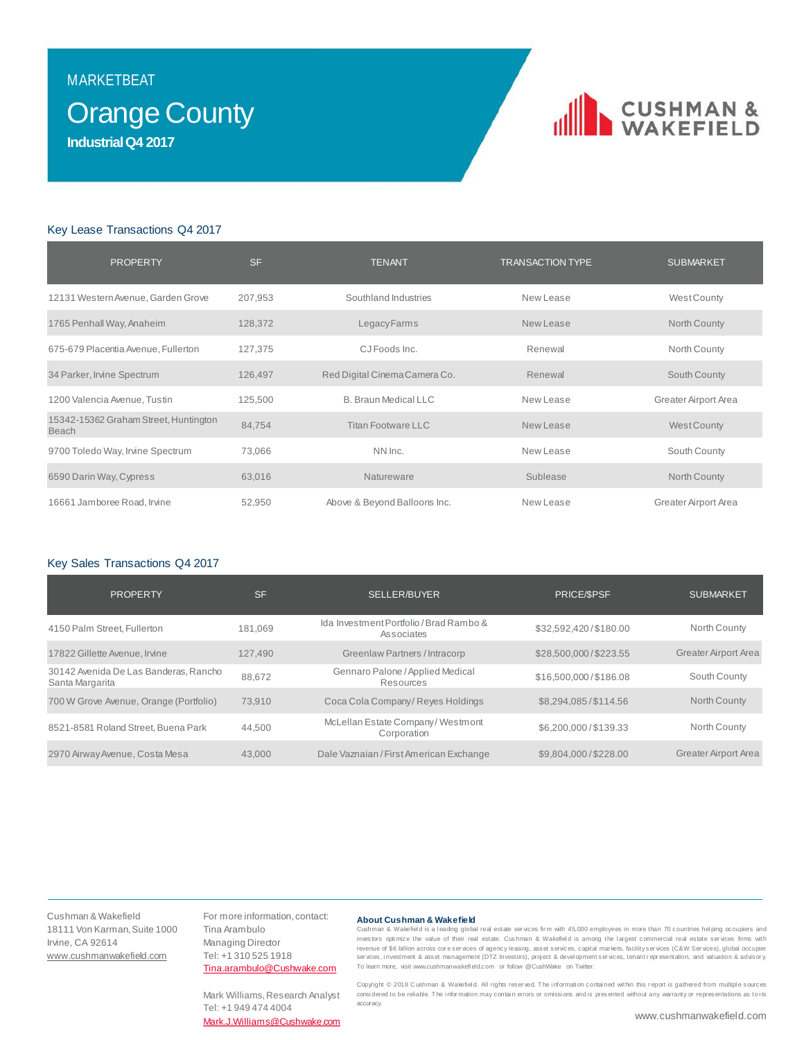MARKETBEAT

# Orange County

**Industrial Q4 2017**

CUSHMAN & WAKEFIELD

## Key Lease Transactions Q4 2017

| PROPERTY | SF | TENANT | TRANSACTION TYPE | SUBMARKET |
|---|---|---|---|---|
| 12131 Western Avenue, Garden Grove | 207,953 | Southland Industries | New Lease | West County |
| 1765 Penhall Way, Anaheim | 128,372 | Legacy Farms | New Lease | North County |
| 675-679 Placentia Avenue, Fullerton | 127,375 | CJ Foods Inc. | Renewal | North County |
| 34 Parker, Irvine Spectrum | 126,497 | Red Digital Cinema Camera Co. | Renewal | South County |
| 1200 Valencia Avenue, Tustin | 125,500 | B. Braun Medical LLC | New Lease | Greater Airport Area |
| 15342-15362 Graham Street, Huntington Beach | 84,754 | Titan Footware LLC | New Lease | West County |
| 9700 Toledo Way, Irvine Spectrum | 73,066 | NN Inc. | New Lease | South County |
| 6590 Darin Way, Cypress | 63,016 | Natureware | Sublease | North County |
| 16661 Jamboree Road, Irvine | 52,950 | Above & Beyond Balloons Inc. | New Lease | Greater Airport Area |

## Key Sales Transactions Q4 2017

| PROPERTY | SF | SELLER/BUYER | PRICE/$PSF | SUBMARKET |
|---|---|---|---|---|
| 4150 Palm Street, Fullerton | 181,069 | Ida Investment Portfolio / Brad Rambo & Associates | $32,592,420 / $180.00 | North County |
| 17822 Gillette Avenue, Irvine | 127,490 | Greenlaw Partners / Intracorp | $28,500,000 / $223.55 | Greater Airport Area |
| 30142 Avenida De Las Banderas, Rancho Santa Margarita | 88,672 | Gennaro Palone / Applied Medical Resources | $16,500,000 / $186.08 | South County |
| 700 W Grove Avenue, Orange (Portfolio) | 73,910 | Coca Cola Company / Reyes Holdings | $8,294,085 / $114.56 | North County |
| 8521-8581 Roland Street, Buena Park | 44,500 | McLellan Estate Company / Westmont Corporation | $6,200,000 / $139.33 | North County |
| 2970 Airway Avenue, Costa Mesa | 43,000 | Dale Vaznaian / First American Exchange | $9,804,000 / $228.00 | Greater Airport Area |

Cushman & Wakefield
18111 Von Karman, Suite 1000
Irvine, CA 92614
www.cushmanwakefield.com

For more information, contact:
Tina Arambulo
Managing Director
Tel: +1 310 525 1918
Tina.arambulo@Cushwake.com

Mark Williams, Research Analyst
Tel: +1 949 474 4004
Mark.J.Williams@Cushwake.com

**About Cushman & Wakefield**
Cushman & Wakefield is a leading global real estate services firm with 45,000 employees in more than 70 countries helping occupiers and investors optimize the value of their real estate. Cushman & Wakefield is among the largest commercial real estate services firms with revenue of $6 billion across core services of agency leasing, asset services, capital markets, facility services (C&W Services), global occupier services, investment & asset management (DTZ Investors), project & development services, tenant representation, and valuation & advisory. To learn more, visit www.cushmanwakefield.com or follow @CushWake on Twitter.

Copyright © 2018 Cushman & Wakefield. All rights reserved. The information contained within this report is gathered from multiple sources considered to be reliable. The information may contain errors or omissions and is presented without any warranty or representations as to its accuracy.

www.cushmanwakefield.com